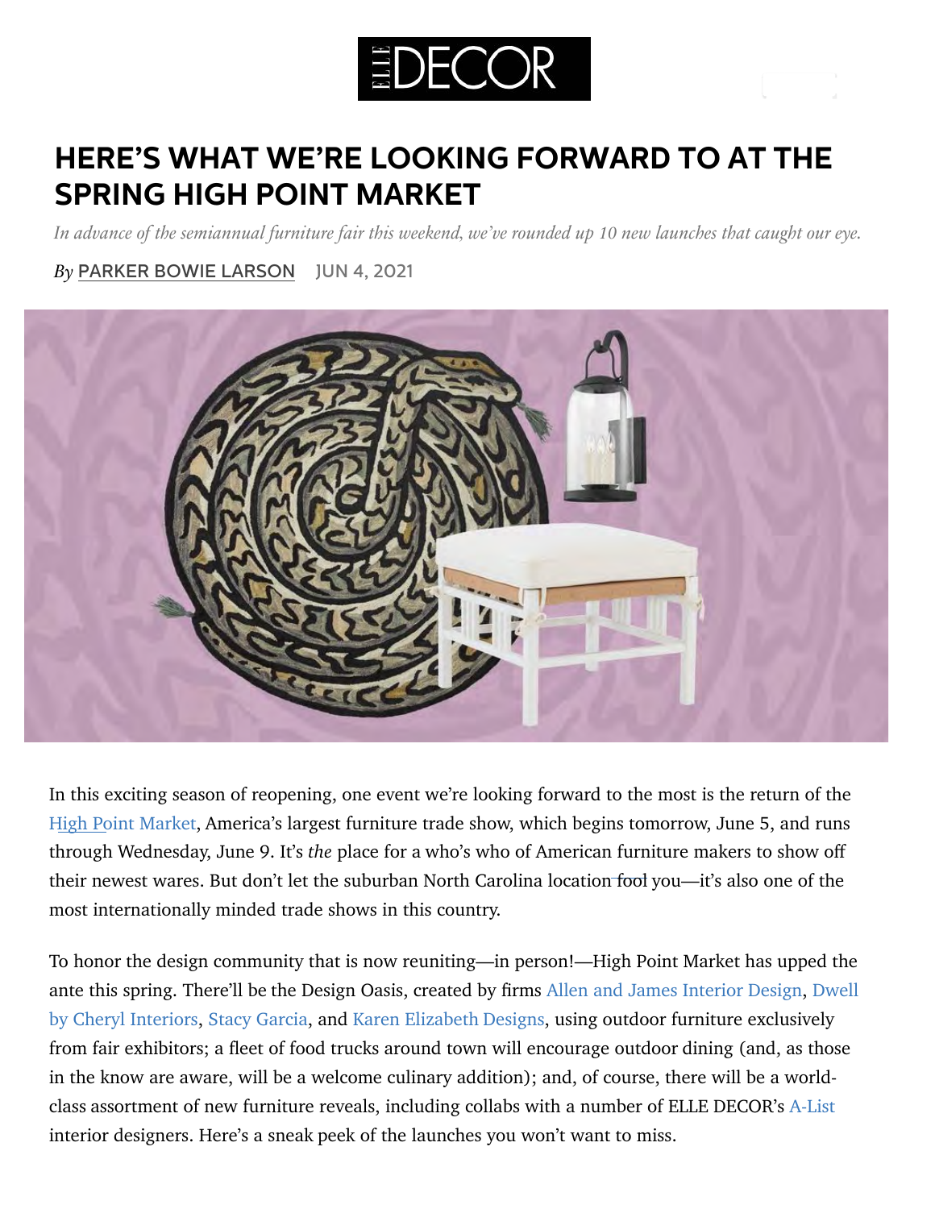ELLE DECOR

# HERE'S WHAT WE'RE LOOKING FORWARD TO AT THE SPRING HIGH POINT MARKET

*In advance of the semiannual furniture fair this weekend, we've rounded up 10 new launches that caught our eye.*

*By* PARKER BOWIE LARSON JUN 4, 2021

In this exciting season of reopening, one event we're looking forward to the most is the return of the High Point Market, America's largest furniture trade show, which begins tomorrow, June 5, and runs through Wednesday, June 9. It's *the* place for a who's who of American furniture makers to show off their newest wares. But don't let the suburban North Carolina location ~~fool~~ you—it's also one of the most internationally minded trade shows in this country.

To honor the design community that is now reuniting—in person!—High Point Market has upped the ante this spring. There'll be the Design Oasis, created by firms Allen and James Interior Design, Dwell by Cheryl Interiors, Stacy Garcia, and Karen Elizabeth Designs, using outdoor furniture exclusively from fair exhibitors; a fleet of food trucks around town will encourage outdoor dining (and, as those in the know are aware, will be a welcome culinary addition); and, of course, there will be a world-class assortment of new furniture reveals, including collabs with a number of ELLE DECOR's A-List interior designers. Here's a sneak peek of the launches you won't want to miss.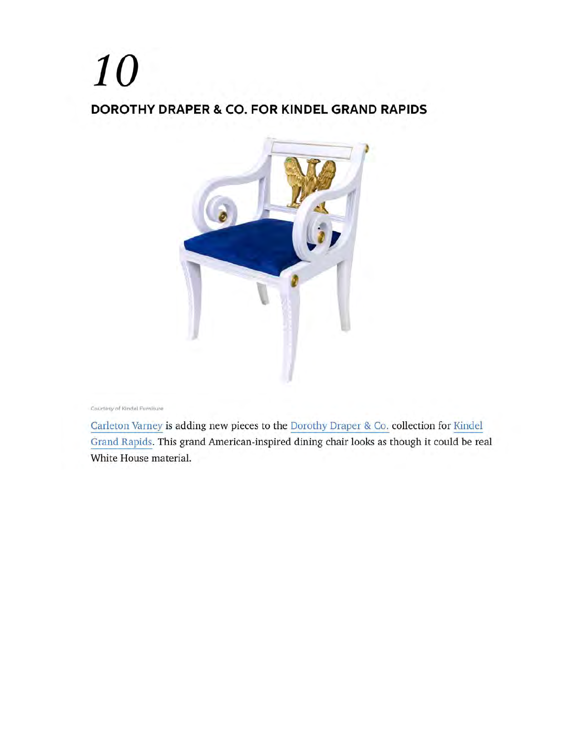# *10*

## DOROTHY DRAPER & CO. FOR KINDEL GRAND RAPIDS

Courtesy of Kindel Furniture

Carleton Varney is adding new pieces to the Dorothy Draper & Co. collection for Kindel Grand Rapids. This grand American-inspired dining chair looks as though it could be real White House material.